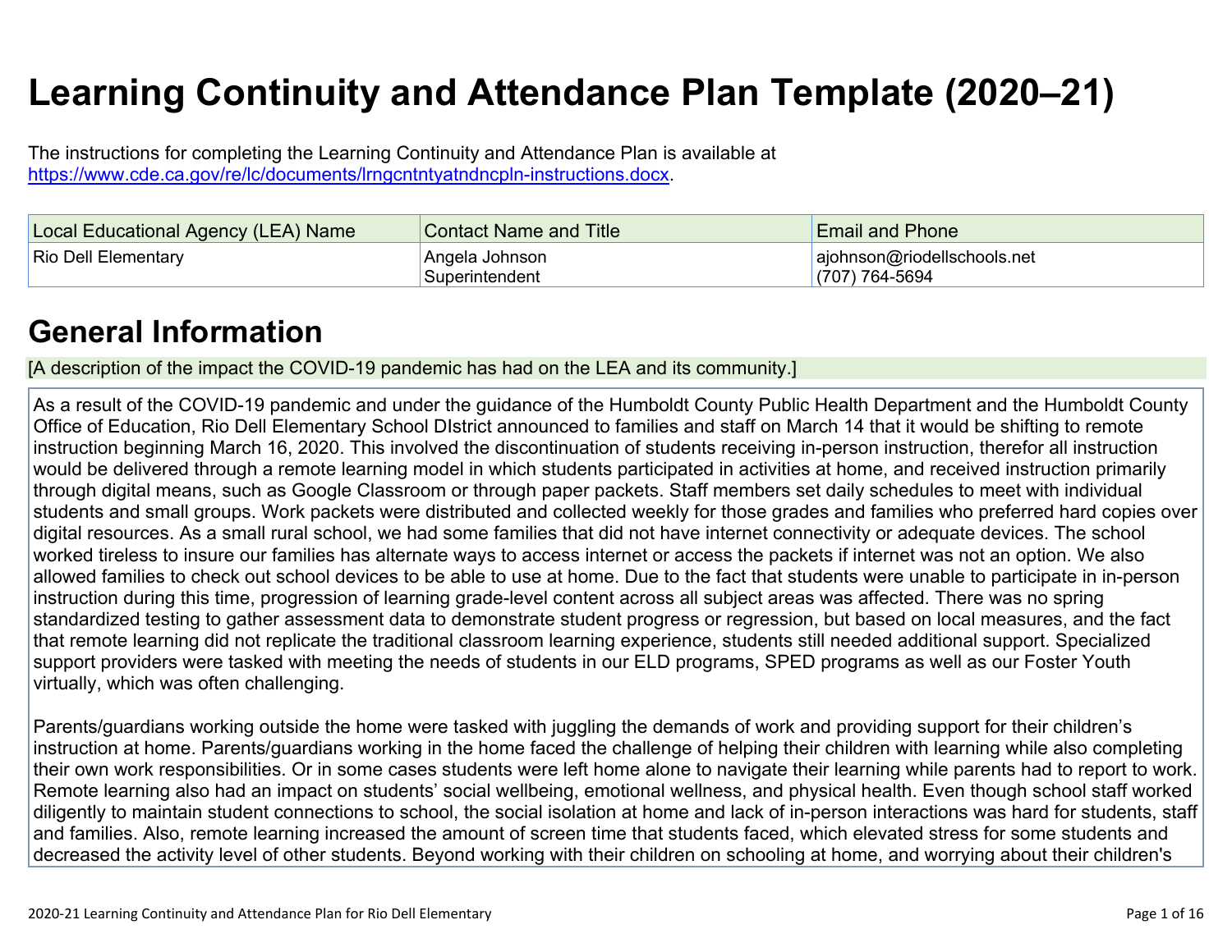# Learning Continuity and Attendance Plan Template (2020–21)

The instructions for completing the Learning Continuity and Attendance Plan is available at https://www.cde.ca.gov/re/lc/documents/lrngcntntyatndncpln-instructions.docx.

| Local Educational Agency (LEA) Name | Contact Name and Title | Email and Phone |
|---|---|---|
| Rio Dell Elementary | Angela Johnson<br>Superintendent | ajohnson@riodellschools.net<br>(707) 764-5694 |

## General Information

[A description of the impact the COVID-19 pandemic has had on the LEA and its community.]

As a result of the COVID-19 pandemic and under the guidance of the Humboldt County Public Health Department and the Humboldt County Office of Education, Rio Dell Elementary School DIstrict announced to families and staff on March 14 that it would be shifting to remote instruction beginning March 16, 2020. This involved the discontinuation of students receiving in-person instruction, therefor all instruction would be delivered through a remote learning model in which students participated in activities at home, and received instruction primarily through digital means, such as Google Classroom or through paper packets. Staff members set daily schedules to meet with individual students and small groups. Work packets were distributed and collected weekly for those grades and families who preferred hard copies over digital resources. As a small rural school, we had some families that did not have internet connectivity or adequate devices. The school worked tireless to insure our families has alternate ways to access internet or access the packets if internet was not an option. We also allowed families to check out school devices to be able to use at home. Due to the fact that students were unable to participate in in-person instruction during this time, progression of learning grade-level content across all subject areas was affected. There was no spring standardized testing to gather assessment data to demonstrate student progress or regression, but based on local measures, and the fact that remote learning did not replicate the traditional classroom learning experience, students still needed additional support. Specialized support providers were tasked with meeting the needs of students in our ELD programs, SPED programs as well as our Foster Youth virtually, which was often challenging.

Parents/guardians working outside the home were tasked with juggling the demands of work and providing support for their children's instruction at home. Parents/guardians working in the home faced the challenge of helping their children with learning while also completing their own work responsibilities. Or in some cases students were left home alone to navigate their learning while parents had to report to work. Remote learning also had an impact on students' social wellbeing, emotional wellness, and physical health. Even though school staff worked diligently to maintain student connections to school, the social isolation at home and lack of in-person interactions was hard for students, staff and families. Also, remote learning increased the amount of screen time that students faced, which elevated stress for some students and decreased the activity level of other students. Beyond working with their children on schooling at home, and worrying about their children's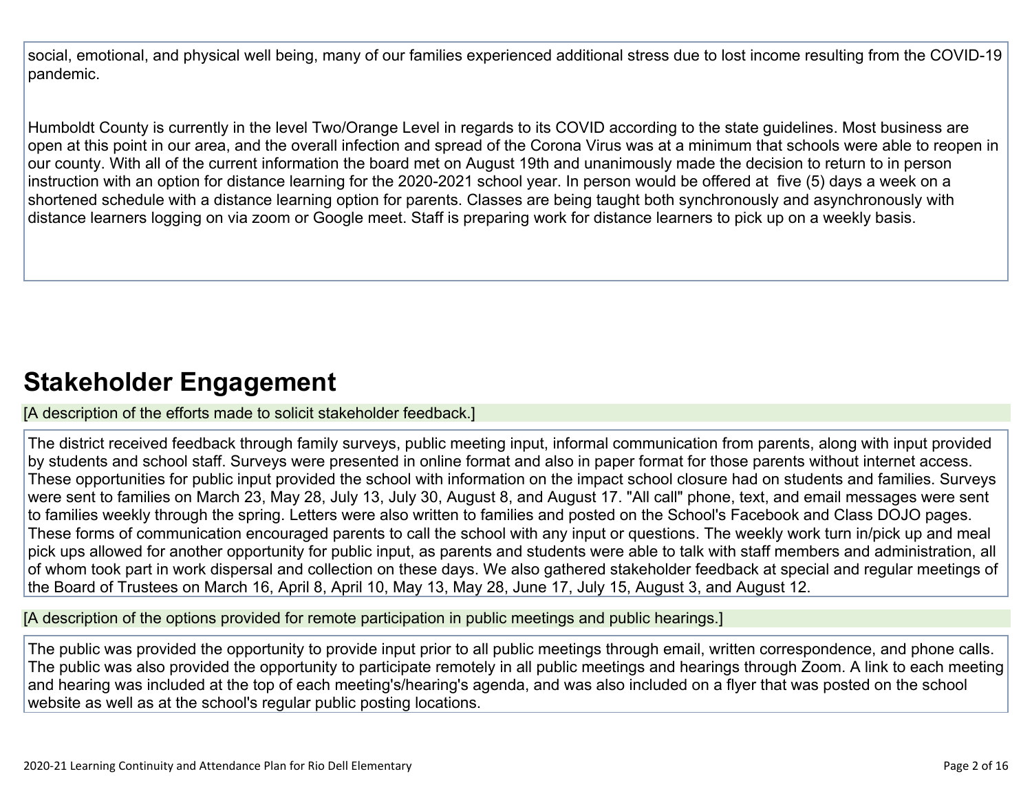social, emotional, and physical well being, many of our families experienced additional stress due to lost income resulting from the COVID-19 pandemic.

Humboldt County is currently in the level Two/Orange Level in regards to its COVID according to the state guidelines. Most business are open at this point in our area, and the overall infection and spread of the Corona Virus was at a minimum that schools were able to reopen in our county. With all of the current information the board met on August 19th and unanimously made the decision to return to in person instruction with an option for distance learning for the 2020-2021 school year. In person would be offered at five (5) days a week on a shortened schedule with a distance learning option for parents. Classes are being taught both synchronously and asynchronously with distance learners logging on via zoom or Google meet. Staff is preparing work for distance learners to pick up on a weekly basis.

# Stakeholder Engagement

[A description of the efforts made to solicit stakeholder feedback.]

The district received feedback through family surveys, public meeting input, informal communication from parents, along with input provided by students and school staff. Surveys were presented in online format and also in paper format for those parents without internet access. These opportunities for public input provided the school with information on the impact school closure had on students and families. Surveys were sent to families on March 23, May 28, July 13, July 30, August 8, and August 17. "All call" phone, text, and email messages were sent to families weekly through the spring. Letters were also written to families and posted on the School's Facebook and Class DOJO pages. These forms of communication encouraged parents to call the school with any input or questions. The weekly work turn in/pick up and meal pick ups allowed for another opportunity for public input, as parents and students were able to talk with staff members and administration, all of whom took part in work dispersal and collection on these days. We also gathered stakeholder feedback at special and regular meetings of the Board of Trustees on March 16, April 8, April 10, May 13, May 28, June 17, July 15, August 3, and August 12.

[A description of the options provided for remote participation in public meetings and public hearings.]

The public was provided the opportunity to provide input prior to all public meetings through email, written correspondence, and phone calls. The public was also provided the opportunity to participate remotely in all public meetings and hearings through Zoom. A link to each meeting and hearing was included at the top of each meeting's/hearing's agenda, and was also included on a flyer that was posted on the school website as well as at the school's regular public posting locations.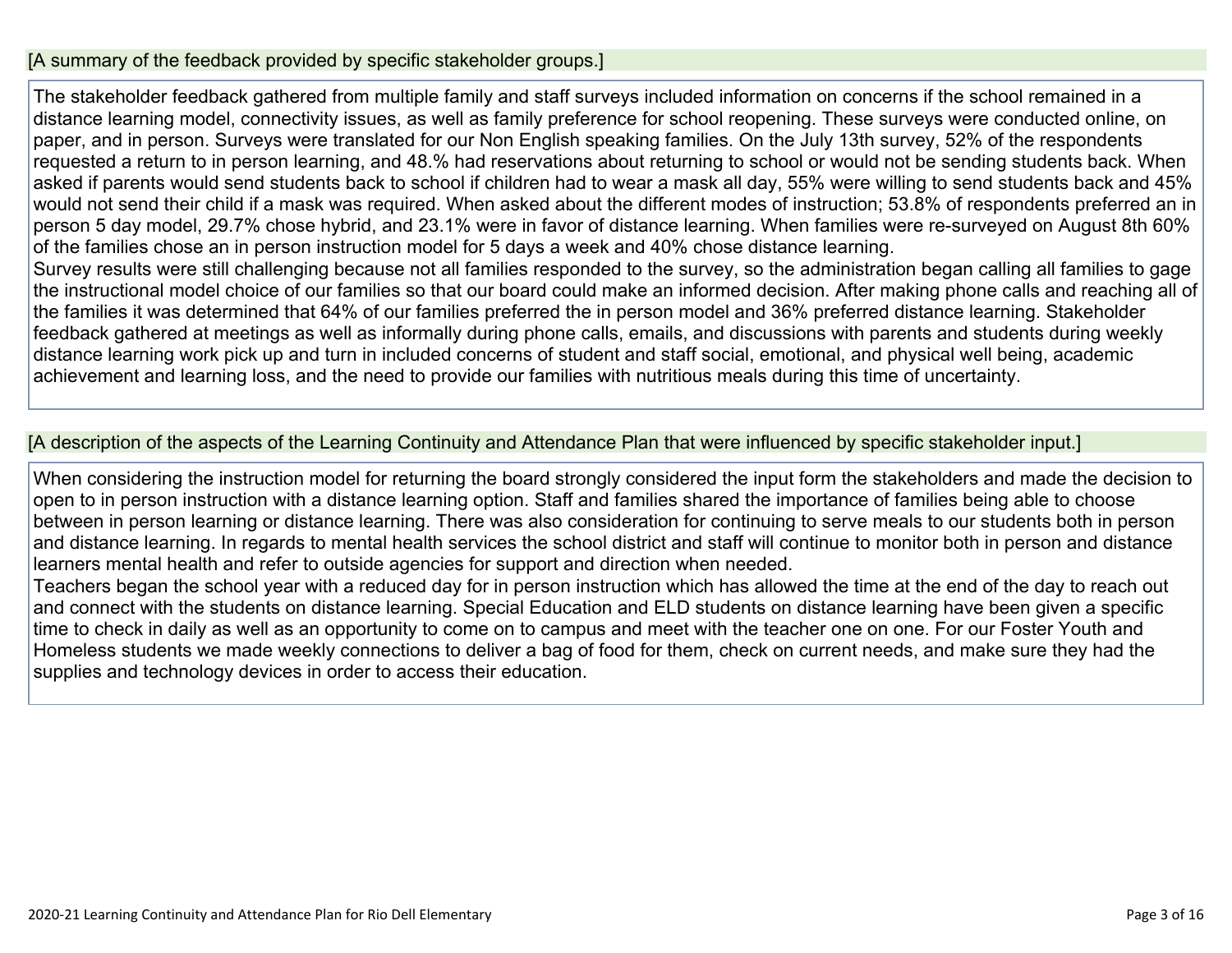[A summary of the feedback provided by specific stakeholder groups.]

The stakeholder feedback gathered from multiple family and staff surveys included information on concerns if the school remained in a distance learning model, connectivity issues, as well as family preference for school reopening. These surveys were conducted online, on paper, and in person. Surveys were translated for our Non English speaking families. On the July 13th survey, 52% of the respondents requested a return to in person learning, and 48.% had reservations about returning to school or would not be sending students back. When asked if parents would send students back to school if children had to wear a mask all day, 55% were willing to send students back and 45% would not send their child if a mask was required. When asked about the different modes of instruction; 53.8% of respondents preferred an in person 5 day model, 29.7% chose hybrid, and 23.1% were in favor of distance learning. When families were re-surveyed on August 8th 60% of the families chose an in person instruction model for 5 days a week and 40% chose distance learning.
Survey results were still challenging because not all families responded to the survey, so the administration began calling all families to gage the instructional model choice of our families so that our board could make an informed decision. After making phone calls and reaching all of the families it was determined that 64% of our families preferred the in person model and 36% preferred distance learning. Stakeholder feedback gathered at meetings as well as informally during phone calls, emails, and discussions with parents and students during weekly distance learning work pick up and turn in included concerns of student and staff social, emotional, and physical well being, academic achievement and learning loss, and the need to provide our families with nutritious meals during this time of uncertainty.

[A description of the aspects of the Learning Continuity and Attendance Plan that were influenced by specific stakeholder input.]

When considering the instruction model for returning the board strongly considered the input form the stakeholders and made the decision to open to in person instruction with a distance learning option. Staff and families shared the importance of families being able to choose between in person learning or distance learning. There was also consideration for continuing to serve meals to our students both in person and distance learning. In regards to mental health services the school district and staff will continue to monitor both in person and distance learners mental health and refer to outside agencies for support and direction when needed.
Teachers began the school year with a reduced day for in person instruction which has allowed the time at the end of the day to reach out and connect with the students on distance learning. Special Education and ELD students on distance learning have been given a specific time to check in daily as well as an opportunity to come on to campus and meet with the teacher one on one. For our Foster Youth and Homeless students we made weekly connections to deliver a bag of food for them, check on current needs, and make sure they had the supplies and technology devices in order to access their education.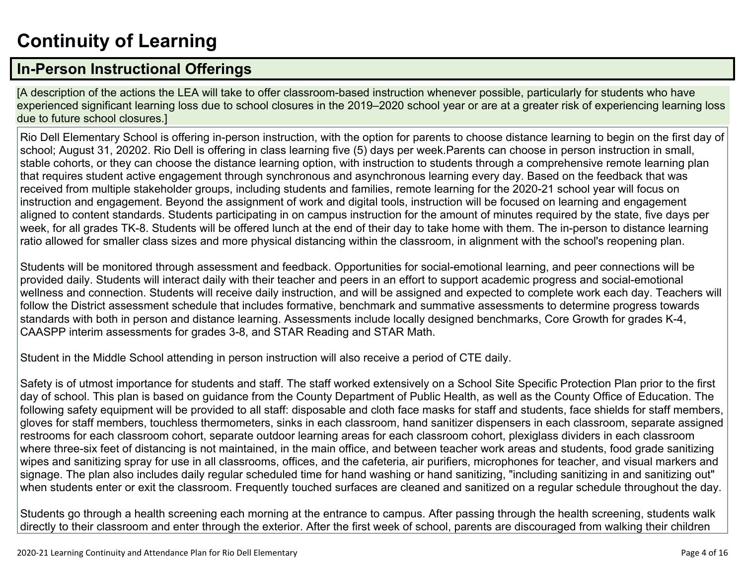# Continuity of Learning

## In-Person Instructional Offerings

[A description of the actions the LEA will take to offer classroom-based instruction whenever possible, particularly for students who have experienced significant learning loss due to school closures in the 2019–2020 school year or are at a greater risk of experiencing learning loss due to future school closures.]

Rio Dell Elementary School is offering in-person instruction, with the option for parents to choose distance learning to begin on the first day of school; August 31, 20202. Rio Dell is offering in class learning five (5) days per week.Parents can choose in person instruction in small, stable cohorts, or they can choose the distance learning option, with instruction to students through a comprehensive remote learning plan that requires student active engagement through synchronous and asynchronous learning every day. Based on the feedback that was received from multiple stakeholder groups, including students and families, remote learning for the 2020-21 school year will focus on instruction and engagement. Beyond the assignment of work and digital tools, instruction will be focused on learning and engagement aligned to content standards. Students participating in on campus instruction for the amount of minutes required by the state, five days per week, for all grades TK-8. Students will be offered lunch at the end of their day to take home with them. The in-person to distance learning ratio allowed for smaller class sizes and more physical distancing within the classroom, in alignment with the school's reopening plan.

Students will be monitored through assessment and feedback. Opportunities for social-emotional learning, and peer connections will be provided daily. Students will interact daily with their teacher and peers in an effort to support academic progress and social-emotional wellness and connection. Students will receive daily instruction, and will be assigned and expected to complete work each day. Teachers will follow the District assessment schedule that includes formative, benchmark and summative assessments to determine progress towards standards with both in person and distance learning. Assessments include locally designed benchmarks, Core Growth for grades K-4, CAASPP interim assessments for grades 3-8, and STAR Reading and STAR Math.

Student in the Middle School attending in person instruction will also receive a period of CTE daily.

Safety is of utmost importance for students and staff. The staff worked extensively on a School Site Specific Protection Plan prior to the first day of school. This plan is based on guidance from the County Department of Public Health, as well as the County Office of Education. The following safety equipment will be provided to all staff: disposable and cloth face masks for staff and students, face shields for staff members, gloves for staff members, touchless thermometers, sinks in each classroom, hand sanitizer dispensers in each classroom, separate assigned restrooms for each classroom cohort, separate outdoor learning areas for each classroom cohort, plexiglass dividers in each classroom where three-six feet of distancing is not maintained, in the main office, and between teacher work areas and students, food grade sanitizing wipes and sanitizing spray for use in all classrooms, offices, and the cafeteria, air purifiers, microphones for teacher, and visual markers and signage. The plan also includes daily regular scheduled time for hand washing or hand sanitizing, "including sanitizing in and sanitizing out" when students enter or exit the classroom. Frequently touched surfaces are cleaned and sanitized on a regular schedule throughout the day.

Students go through a health screening each morning at the entrance to campus. After passing through the health screening, students walk directly to their classroom and enter through the exterior. After the first week of school, parents are discouraged from walking their children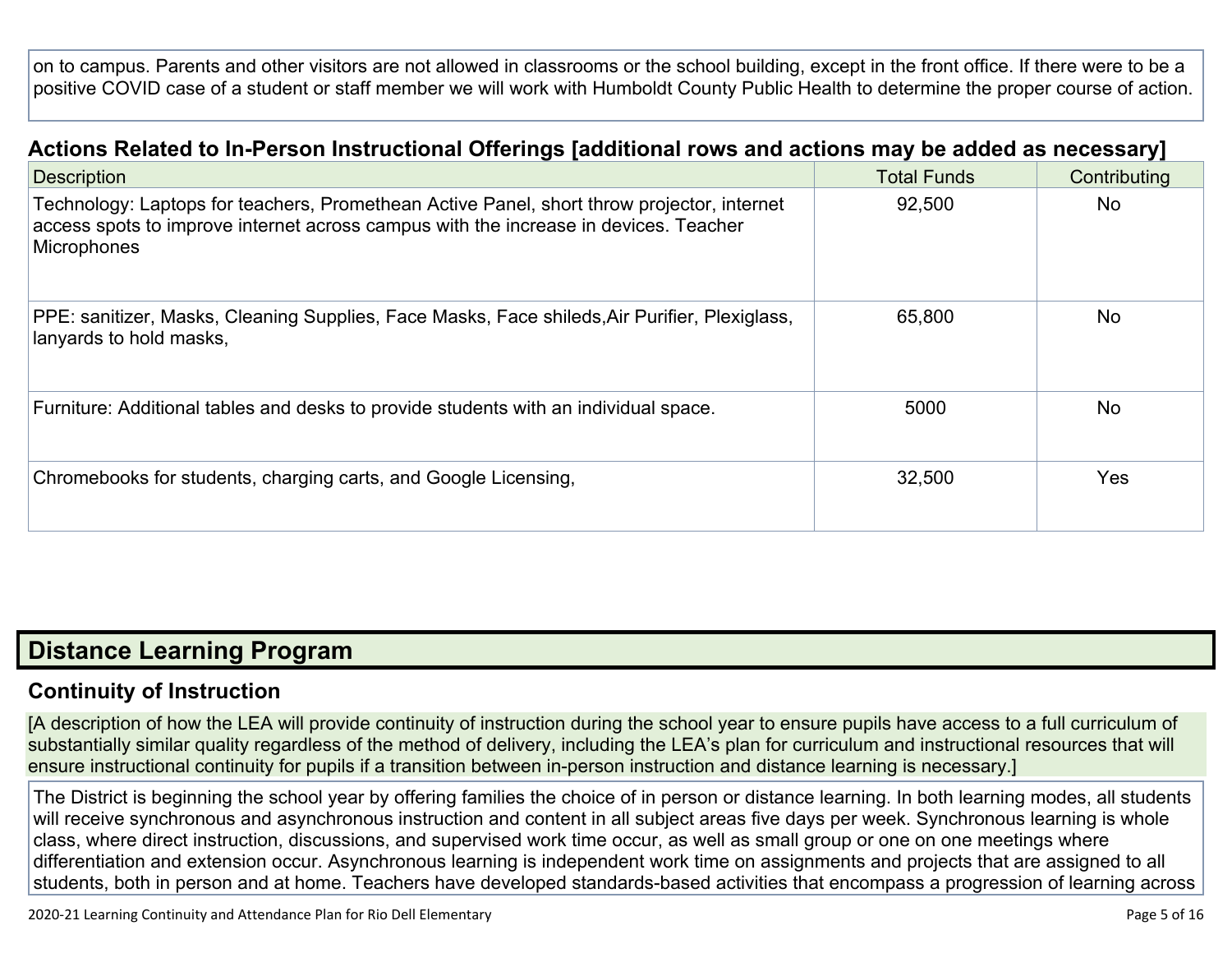on to campus. Parents and other visitors are not allowed in classrooms or the school building, except in the front office. If there were to be a positive COVID case of a student or staff member we will work with Humboldt County Public Health to determine the proper course of action.

### Actions Related to In-Person Instructional Offerings [additional rows and actions may be added as necessary]

| Description | Total Funds | Contributing |
|---|---|---|
| Technology: Laptops for teachers, Promethean Active Panel, short throw projector, internet access spots to improve internet across campus with the increase in devices. Teacher Microphones | 92,500 | No |
| PPE: sanitizer, Masks, Cleaning Supplies, Face Masks, Face shileds,Air Purifier, Plexiglass, lanyards to hold masks, | 65,800 | No |
| Furniture: Additional tables and desks to provide students with an individual space. | 5000 | No |
| Chromebooks for students, charging carts, and Google Licensing, | 32,500 | Yes |

## Distance Learning Program

### Continuity of Instruction

[A description of how the LEA will provide continuity of instruction during the school year to ensure pupils have access to a full curriculum of substantially similar quality regardless of the method of delivery, including the LEA's plan for curriculum and instructional resources that will ensure instructional continuity for pupils if a transition between in-person instruction and distance learning is necessary.]

The District is beginning the school year by offering families the choice of in person or distance learning. In both learning modes, all students will receive synchronous and asynchronous instruction and content in all subject areas five days per week. Synchronous learning is whole class, where direct instruction, discussions, and supervised work time occur, as well as small group or one on one meetings where differentiation and extension occur. Asynchronous learning is independent work time on assignments and projects that are assigned to all students, both in person and at home. Teachers have developed standards-based activities that encompass a progression of learning across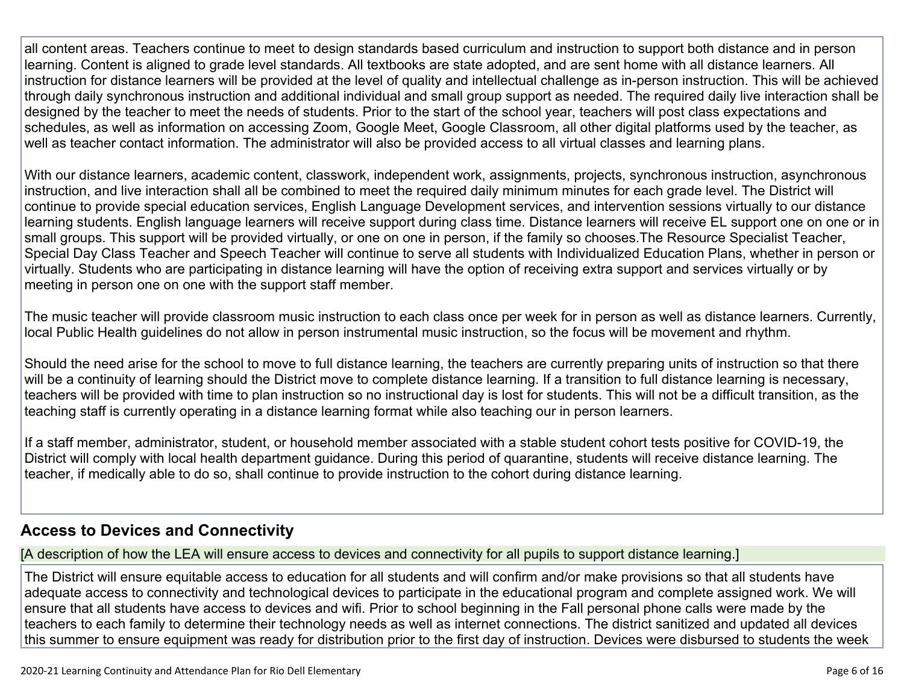all content areas. Teachers continue to meet to design standards based curriculum and instruction to support both distance and in person learning. Content is aligned to grade level standards. All textbooks are state adopted, and are sent home with all distance learners. All instruction for distance learners will be provided at the level of quality and intellectual challenge as in-person instruction. This will be achieved through daily synchronous instruction and additional individual and small group support as needed. The required daily live interaction shall be designed by the teacher to meet the needs of students. Prior to the start of the school year, teachers will post class expectations and schedules, as well as information on accessing Zoom, Google Meet, Google Classroom, all other digital platforms used by the teacher, as well as teacher contact information. The administrator will also be provided access to all virtual classes and learning plans.

With our distance learners, academic content, classwork, independent work, assignments, projects, synchronous instruction, asynchronous instruction, and live interaction shall all be combined to meet the required daily minimum minutes for each grade level. The District will continue to provide special education services, English Language Development services, and intervention sessions virtually to our distance learning students. English language learners will receive support during class time. Distance learners will receive EL support one on one or in small groups. This support will be provided virtually, or one on one in person, if the family so chooses.The Resource Specialist Teacher, Special Day Class Teacher and Speech Teacher will continue to serve all students with Individualized Education Plans, whether in person or virtually. Students who are participating in distance learning will have the option of receiving extra support and services virtually or by meeting in person one on one with the support staff member.

The music teacher will provide classroom music instruction to each class once per week for in person as well as distance learners. Currently, local Public Health guidelines do not allow in person instrumental music instruction, so the focus will be movement and rhythm.

Should the need arise for the school to move to full distance learning, the teachers are currently preparing units of instruction so that there will be a continuity of learning should the District move to complete distance learning. If a transition to full distance learning is necessary, teachers will be provided with time to plan instruction so no instructional day is lost for students. This will not be a difficult transition, as the teaching staff is currently operating in a distance learning format while also teaching our in person learners.

If a staff member, administrator, student, or household member associated with a stable student cohort tests positive for COVID-19, the District will comply with local health department guidance. During this period of quarantine, students will receive distance learning. The teacher, if medically able to do so, shall continue to provide instruction to the cohort during distance learning.

## Access to Devices and Connectivity

[A description of how the LEA will ensure access to devices and connectivity for all pupils to support distance learning.]

The District will ensure equitable access to education for all students and will confirm and/or make provisions so that all students have adequate access to connectivity and technological devices to participate in the educational program and complete assigned work. We will ensure that all students have access to devices and wifi. Prior to school beginning in the Fall personal phone calls were made by the teachers to each family to determine their technology needs as well as internet connections. The district sanitized and updated all devices this summer to ensure equipment was ready for distribution prior to the first day of instruction. Devices were disbursed to students the week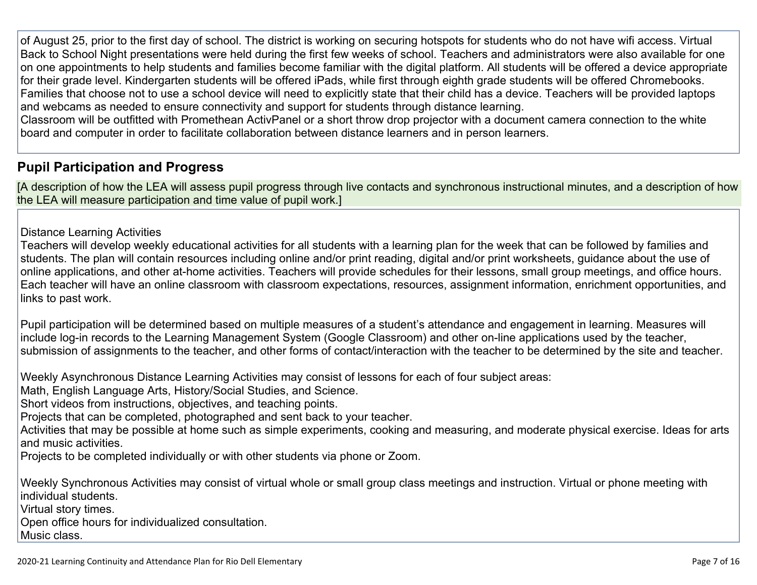of August 25, prior to the first day of school. The district is working on securing hotspots for students who do not have wifi access. Virtual Back to School Night presentations were held during the first few weeks of school. Teachers and administrators were also available for one on one appointments to help students and families become familiar with the digital platform. All students will be offered a device appropriate for their grade level. Kindergarten students will be offered iPads, while first through eighth grade students will be offered Chromebooks. Families that choose not to use a school device will need to explicitly state that their child has a device. Teachers will be provided laptops and webcams as needed to ensure connectivity and support for students through distance learning.
Classroom will be outfitted with Promethean ActivPanel or a short throw drop projector with a document camera connection to the white board and computer in order to facilitate collaboration between distance learners and in person learners.

## Pupil Participation and Progress

[A description of how the LEA will assess pupil progress through live contacts and synchronous instructional minutes, and a description of how the LEA will measure participation and time value of pupil work.]

Distance Learning Activities
Teachers will develop weekly educational activities for all students with a learning plan for the week that can be followed by families and students. The plan will contain resources including online and/or print reading, digital and/or print worksheets, guidance about the use of online applications, and other at-home activities. Teachers will provide schedules for their lessons, small group meetings, and office hours. Each teacher will have an online classroom with classroom expectations, resources, assignment information, enrichment opportunities, and links to past work.

Pupil participation will be determined based on multiple measures of a student's attendance and engagement in learning. Measures will include log-in records to the Learning Management System (Google Classroom) and other on-line applications used by the teacher, submission of assignments to the teacher, and other forms of contact/interaction with the teacher to be determined by the site and teacher.

Weekly Asynchronous Distance Learning Activities may consist of lessons for each of four subject areas:
Math, English Language Arts, History/Social Studies, and Science.
Short videos from instructions, objectives, and teaching points.
Projects that can be completed, photographed and sent back to your teacher.
Activities that may be possible at home such as simple experiments, cooking and measuring, and moderate physical exercise. Ideas for arts and music activities.
Projects to be completed individually or with other students via phone or Zoom.

Weekly Synchronous Activities may consist of virtual whole or small group class meetings and instruction. Virtual or phone meeting with individual students.
Virtual story times.
Open office hours for individualized consultation.
Music class.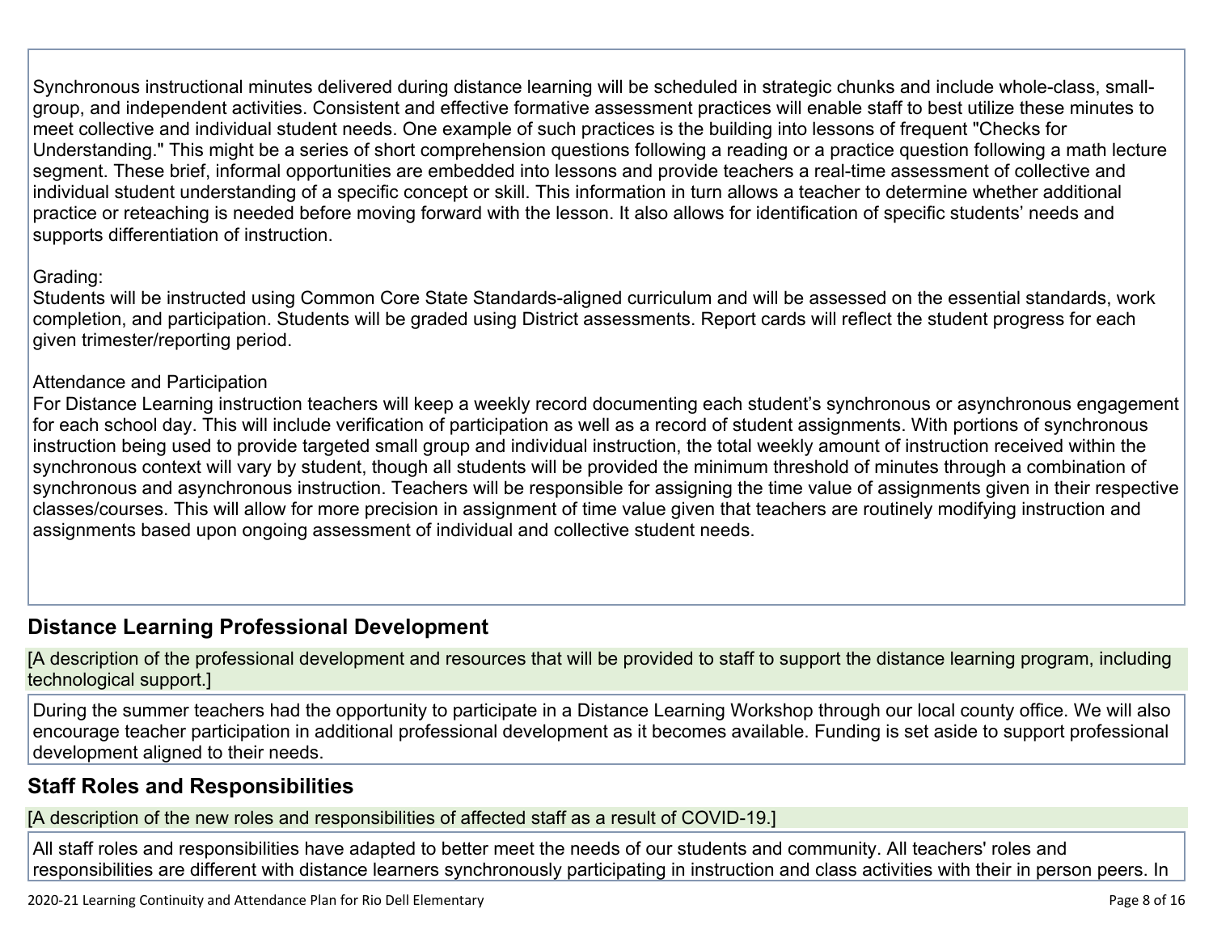Synchronous instructional minutes delivered during distance learning will be scheduled in strategic chunks and include whole-class, small-group, and independent activities. Consistent and effective formative assessment practices will enable staff to best utilize these minutes to meet collective and individual student needs. One example of such practices is the building into lessons of frequent "Checks for Understanding." This might be a series of short comprehension questions following a reading or a practice question following a math lecture segment. These brief, informal opportunities are embedded into lessons and provide teachers a real-time assessment of collective and individual student understanding of a specific concept or skill. This information in turn allows a teacher to determine whether additional practice or reteaching is needed before moving forward with the lesson. It also allows for identification of specific students' needs and supports differentiation of instruction.

Grading:
Students will be instructed using Common Core State Standards-aligned curriculum and will be assessed on the essential standards, work completion, and participation. Students will be graded using District assessments. Report cards will reflect the student progress for each given trimester/reporting period.

Attendance and Participation
For Distance Learning instruction teachers will keep a weekly record documenting each student's synchronous or asynchronous engagement for each school day. This will include verification of participation as well as a record of student assignments. With portions of synchronous instruction being used to provide targeted small group and individual instruction, the total weekly amount of instruction received within the synchronous context will vary by student, though all students will be provided the minimum threshold of minutes through a combination of synchronous and asynchronous instruction. Teachers will be responsible for assigning the time value of assignments given in their respective classes/courses. This will allow for more precision in assignment of time value given that teachers are routinely modifying instruction and assignments based upon ongoing assessment of individual and collective student needs.

## Distance Learning Professional Development

[A description of the professional development and resources that will be provided to staff to support the distance learning program, including technological support.]

During the summer teachers had the opportunity to participate in a Distance Learning Workshop through our local county office. We will also encourage teacher participation in additional professional development as it becomes available. Funding is set aside to support professional development aligned to their needs.

## Staff Roles and Responsibilities

[A description of the new roles and responsibilities of affected staff as a result of COVID-19.]

All staff roles and responsibilities have adapted to better meet the needs of our students and community. All teachers' roles and responsibilities are different with distance learners synchronously participating in instruction and class activities with their in person peers. In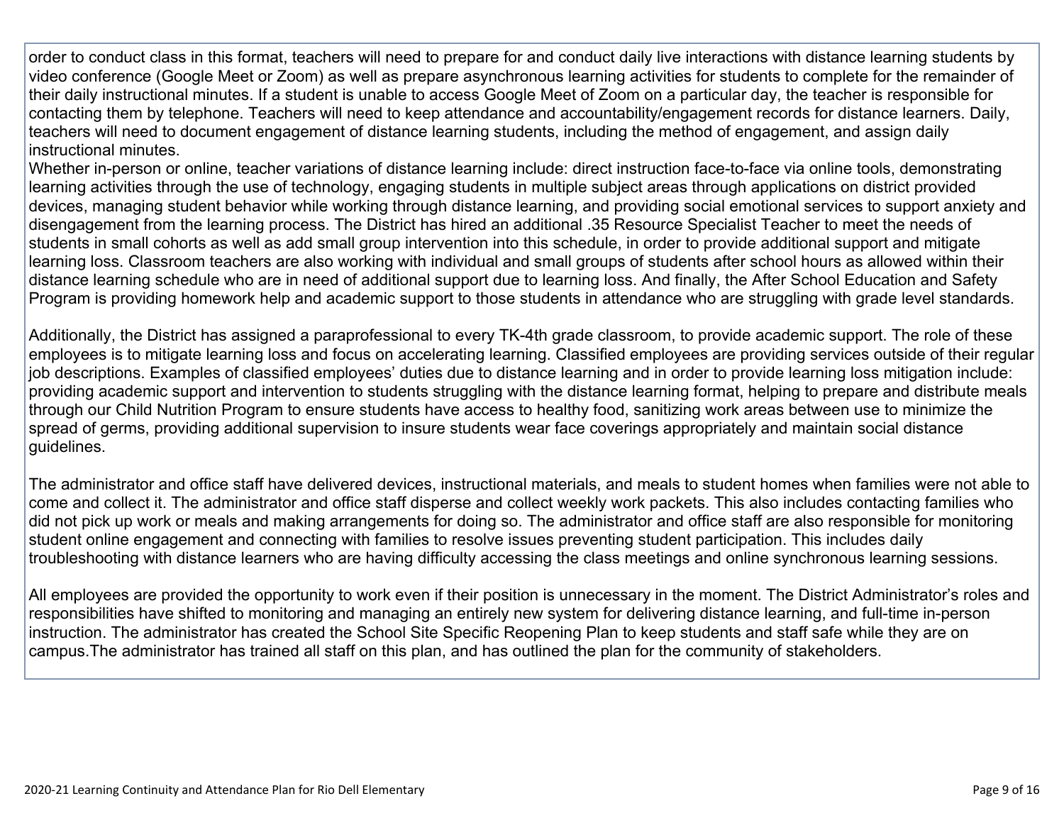order to conduct class in this format, teachers will need to prepare for and conduct daily live interactions with distance learning students by video conference (Google Meet or Zoom) as well as prepare asynchronous learning activities for students to complete for the remainder of their daily instructional minutes. If a student is unable to access Google Meet of Zoom on a particular day, the teacher is responsible for contacting them by telephone. Teachers will need to keep attendance and accountability/engagement records for distance learners. Daily, teachers will need to document engagement of distance learning students, including the method of engagement, and assign daily instructional minutes.
Whether in-person or online, teacher variations of distance learning include: direct instruction face-to-face via online tools, demonstrating learning activities through the use of technology, engaging students in multiple subject areas through applications on district provided devices, managing student behavior while working through distance learning, and providing social emotional services to support anxiety and disengagement from the learning process. The District has hired an additional .35 Resource Specialist Teacher to meet the needs of students in small cohorts as well as add small group intervention into this schedule, in order to provide additional support and mitigate learning loss. Classroom teachers are also working with individual and small groups of students after school hours as allowed within their distance learning schedule who are in need of additional support due to learning loss. And finally, the After School Education and Safety Program is providing homework help and academic support to those students in attendance who are struggling with grade level standards.

Additionally, the District has assigned a paraprofessional to every TK-4th grade classroom, to provide academic support. The role of these employees is to mitigate learning loss and focus on accelerating learning. Classified employees are providing services outside of their regular job descriptions. Examples of classified employees' duties due to distance learning and in order to provide learning loss mitigation include: providing academic support and intervention to students struggling with the distance learning format, helping to prepare and distribute meals through our Child Nutrition Program to ensure students have access to healthy food, sanitizing work areas between use to minimize the spread of germs, providing additional supervision to insure students wear face coverings appropriately and maintain social distance guidelines.

The administrator and office staff have delivered devices, instructional materials, and meals to student homes when families were not able to come and collect it. The administrator and office staff disperse and collect weekly work packets. This also includes contacting families who did not pick up work or meals and making arrangements for doing so. The administrator and office staff are also responsible for monitoring student online engagement and connecting with families to resolve issues preventing student participation. This includes daily troubleshooting with distance learners who are having difficulty accessing the class meetings and online synchronous learning sessions.

All employees are provided the opportunity to work even if their position is unnecessary in the moment. The District Administrator's roles and responsibilities have shifted to monitoring and managing an entirely new system for delivering distance learning, and full-time in-person instruction. The administrator has created the School Site Specific Reopening Plan to keep students and staff safe while they are on campus.The administrator has trained all staff on this plan, and has outlined the plan for the community of stakeholders.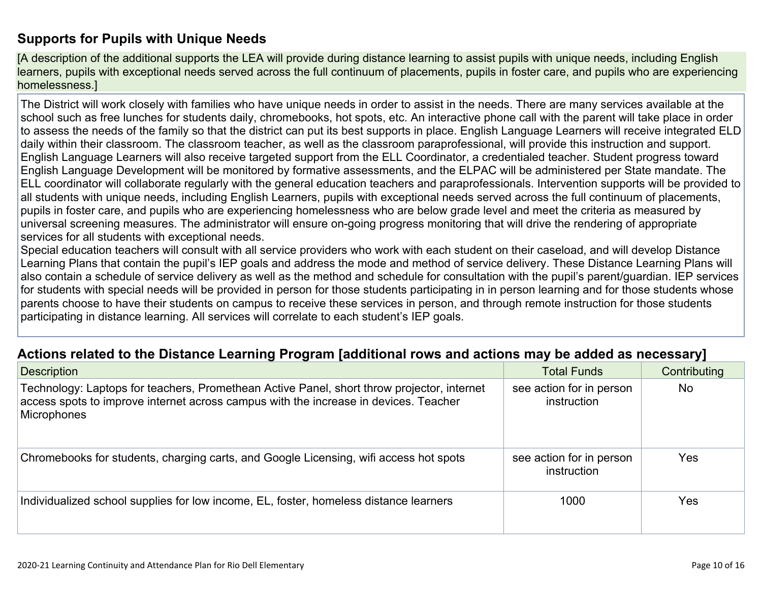## Supports for Pupils with Unique Needs

[A description of the additional supports the LEA will provide during distance learning to assist pupils with unique needs, including English learners, pupils with exceptional needs served across the full continuum of placements, pupils in foster care, and pupils who are experiencing homelessness.]

The District will work closely with families who have unique needs in order to assist in the needs. There are many services available at the school such as free lunches for students daily, chromebooks, hot spots, etc. An interactive phone call with the parent will take place in order to assess the needs of the family so that the district can put its best supports in place. English Language Learners will receive integrated ELD daily within their classroom. The classroom teacher, as well as the classroom paraprofessional, will provide this instruction and support. English Language Learners will also receive targeted support from the ELL Coordinator, a credentialed teacher. Student progress toward English Language Development will be monitored by formative assessments, and the ELPAC will be administered per State mandate. The ELL coordinator will collaborate regularly with the general education teachers and paraprofessionals. Intervention supports will be provided to all students with unique needs, including English Learners, pupils with exceptional needs served across the full continuum of placements, pupils in foster care, and pupils who are experiencing homelessness who are below grade level and meet the criteria as measured by universal screening measures. The administrator will ensure on-going progress monitoring that will drive the rendering of appropriate services for all students with exceptional needs.

Special education teachers will consult with all service providers who work with each student on their caseload, and will develop Distance Learning Plans that contain the pupil's IEP goals and address the mode and method of service delivery. These Distance Learning Plans will also contain a schedule of service delivery as well as the method and schedule for consultation with the pupil's parent/guardian. IEP services for students with special needs will be provided in person for those students participating in in person learning and for those students whose parents choose to have their students on campus to receive these services in person, and through remote instruction for those students participating in distance learning. All services will correlate to each student's IEP goals.

## Actions related to the Distance Learning Program [additional rows and actions may be added as necessary]

| Description | Total Funds | Contributing |
|---|---|---|
| Technology: Laptops for teachers, Promethean Active Panel, short throw projector, internet access spots to improve internet across campus with the increase in devices. Teacher Microphones | see action for in person instruction | No |
| Chromebooks for students, charging carts, and Google Licensing, wifi access hot spots | see action for in person instruction | Yes |
| Individualized school supplies for low income, EL, foster, homeless distance learners | 1000 | Yes |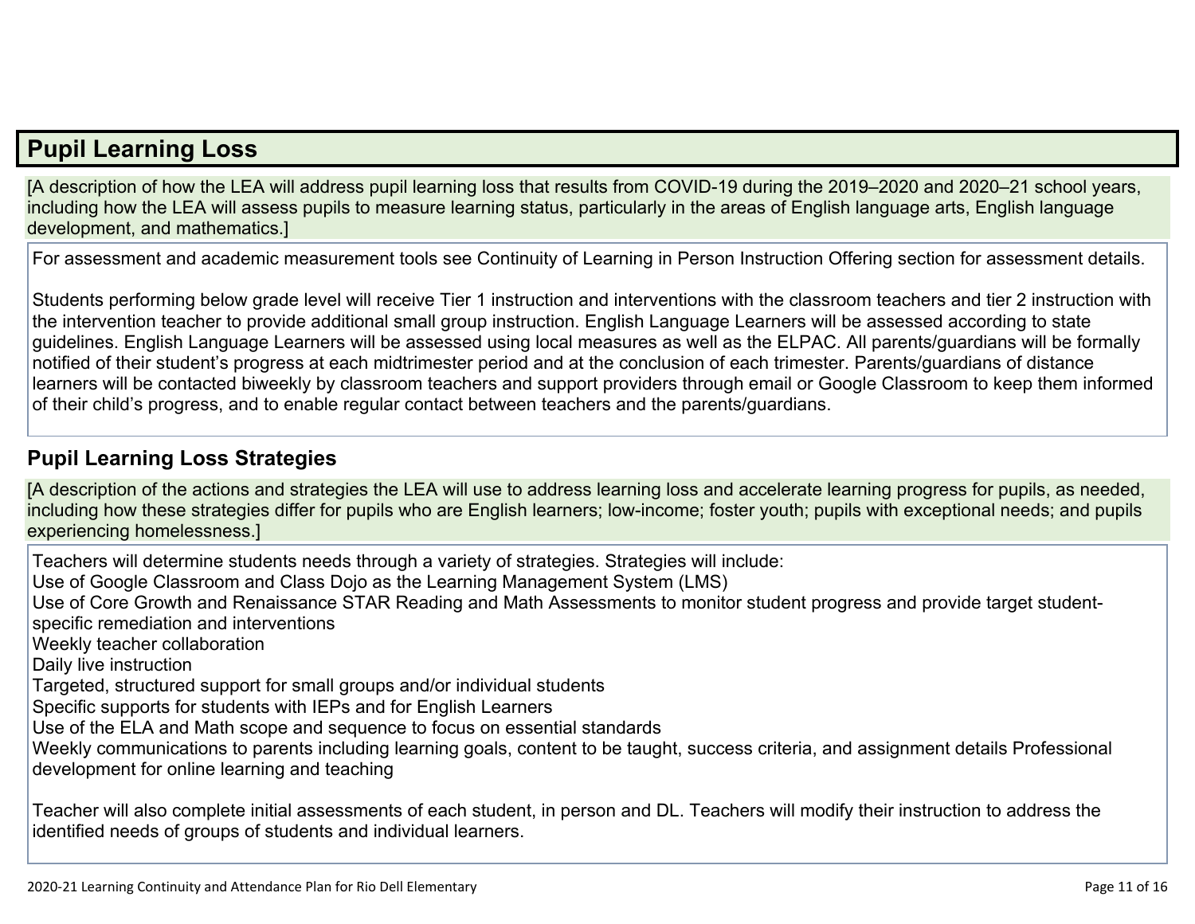## Pupil Learning Loss

[A description of how the LEA will address pupil learning loss that results from COVID-19 during the 2019–2020 and 2020–21 school years, including how the LEA will assess pupils to measure learning status, particularly in the areas of English language arts, English language development, and mathematics.]

For assessment and academic measurement tools see Continuity of Learning in Person Instruction Offering section for assessment details.

Students performing below grade level will receive Tier 1 instruction and interventions with the classroom teachers and tier 2 instruction with the intervention teacher to provide additional small group instruction. English Language Learners will be assessed according to state guidelines. English Language Learners will be assessed using local measures as well as the ELPAC. All parents/guardians will be formally notified of their student's progress at each midtrimester period and at the conclusion of each trimester. Parents/guardians of distance learners will be contacted biweekly by classroom teachers and support providers through email or Google Classroom to keep them informed of their child's progress, and to enable regular contact between teachers and the parents/guardians.

### Pupil Learning Loss Strategies

[A description of the actions and strategies the LEA will use to address learning loss and accelerate learning progress for pupils, as needed, including how these strategies differ for pupils who are English learners; low-income; foster youth; pupils with exceptional needs; and pupils experiencing homelessness.]

Teachers will determine students needs through a variety of strategies. Strategies will include:
Use of Google Classroom and Class Dojo as the Learning Management System (LMS)
Use of Core Growth and Renaissance STAR Reading and Math Assessments to monitor student progress and provide target student-specific remediation and interventions
Weekly teacher collaboration
Daily live instruction
Targeted, structured support for small groups and/or individual students
Specific supports for students with IEPs and for English Learners
Use of the ELA and Math scope and sequence to focus on essential standards
Weekly communications to parents including learning goals, content to be taught, success criteria, and assignment details Professional development for online learning and teaching

Teacher will also complete initial assessments of each student, in person and DL. Teachers will modify their instruction to address the identified needs of groups of students and individual learners.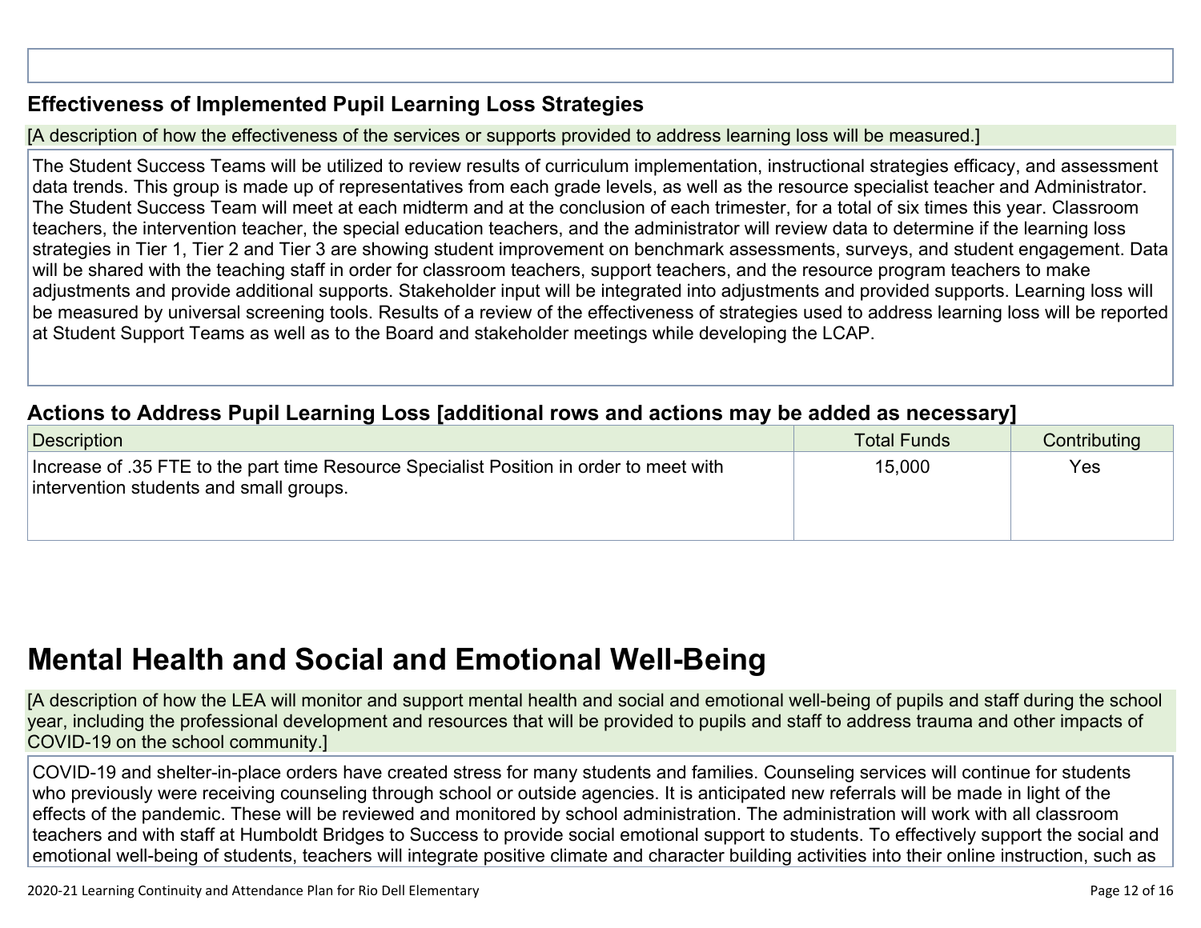### Effectiveness of Implemented Pupil Learning Loss Strategies

[A description of how the effectiveness of the services or supports provided to address learning loss will be measured.]

The Student Success Teams will be utilized to review results of curriculum implementation, instructional strategies efficacy, and assessment data trends. This group is made up of representatives from each grade levels, as well as the resource specialist teacher and Administrator. The Student Success Team will meet at each midterm and at the conclusion of each trimester, for a total of six times this year. Classroom teachers, the intervention teacher, the special education teachers, and the administrator will review data to determine if the learning loss strategies in Tier 1, Tier 2 and Tier 3 are showing student improvement on benchmark assessments, surveys, and student engagement. Data will be shared with the teaching staff in order for classroom teachers, support teachers, and the resource program teachers to make adjustments and provide additional supports. Stakeholder input will be integrated into adjustments and provided supports. Learning loss will be measured by universal screening tools. Results of a review of the effectiveness of strategies used to address learning loss will be reported at Student Support Teams as well as to the Board and stakeholder meetings while developing the LCAP.

### Actions to Address Pupil Learning Loss [additional rows and actions may be added as necessary]

| Description | Total Funds | Contributing |
|---|---|---|
| Increase of .35 FTE to the part time Resource Specialist Position in order to meet with intervention students and small groups. | 15,000 | Yes |

# Mental Health and Social and Emotional Well-Being

[A description of how the LEA will monitor and support mental health and social and emotional well-being of pupils and staff during the school year, including the professional development and resources that will be provided to pupils and staff to address trauma and other impacts of COVID-19 on the school community.]

COVID-19 and shelter-in-place orders have created stress for many students and families. Counseling services will continue for students who previously were receiving counseling through school or outside agencies. It is anticipated new referrals will be made in light of the effects of the pandemic. These will be reviewed and monitored by school administration. The administration will work with all classroom teachers and with staff at Humboldt Bridges to Success to provide social emotional support to students. To effectively support the social and emotional well-being of students, teachers will integrate positive climate and character building activities into their online instruction, such as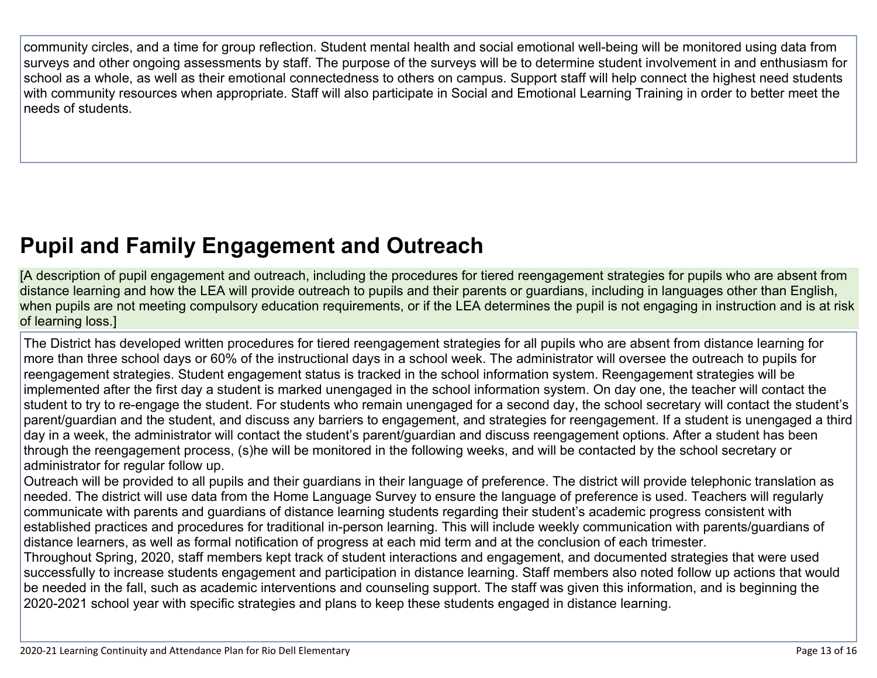community circles, and a time for group reflection. Student mental health and social emotional well-being will be monitored using data from surveys and other ongoing assessments by staff. The purpose of the surveys will be to determine student involvement in and enthusiasm for school as a whole, as well as their emotional connectedness to others on campus. Support staff will help connect the highest need students with community resources when appropriate. Staff will also participate in Social and Emotional Learning Training in order to better meet the needs of students.

## Pupil and Family Engagement and Outreach

[A description of pupil engagement and outreach, including the procedures for tiered reengagement strategies for pupils who are absent from distance learning and how the LEA will provide outreach to pupils and their parents or guardians, including in languages other than English, when pupils are not meeting compulsory education requirements, or if the LEA determines the pupil is not engaging in instruction and is at risk of learning loss.]

The District has developed written procedures for tiered reengagement strategies for all pupils who are absent from distance learning for more than three school days or 60% of the instructional days in a school week. The administrator will oversee the outreach to pupils for reengagement strategies. Student engagement status is tracked in the school information system. Reengagement strategies will be implemented after the first day a student is marked unengaged in the school information system. On day one, the teacher will contact the student to try to re-engage the student. For students who remain unengaged for a second day, the school secretary will contact the student's parent/guardian and the student, and discuss any barriers to engagement, and strategies for reengagement. If a student is unengaged a third day in a week, the administrator will contact the student's parent/guardian and discuss reengagement options. After a student has been through the reengagement process, (s)he will be monitored in the following weeks, and will be contacted by the school secretary or administrator for regular follow up.

Outreach will be provided to all pupils and their guardians in their language of preference. The district will provide telephonic translation as needed. The district will use data from the Home Language Survey to ensure the language of preference is used. Teachers will regularly communicate with parents and guardians of distance learning students regarding their student's academic progress consistent with established practices and procedures for traditional in-person learning. This will include weekly communication with parents/guardians of distance learners, as well as formal notification of progress at each mid term and at the conclusion of each trimester.

Throughout Spring, 2020, staff members kept track of student interactions and engagement, and documented strategies that were used successfully to increase students engagement and participation in distance learning. Staff members also noted follow up actions that would be needed in the fall, such as academic interventions and counseling support. The staff was given this information, and is beginning the 2020-2021 school year with specific strategies and plans to keep these students engaged in distance learning.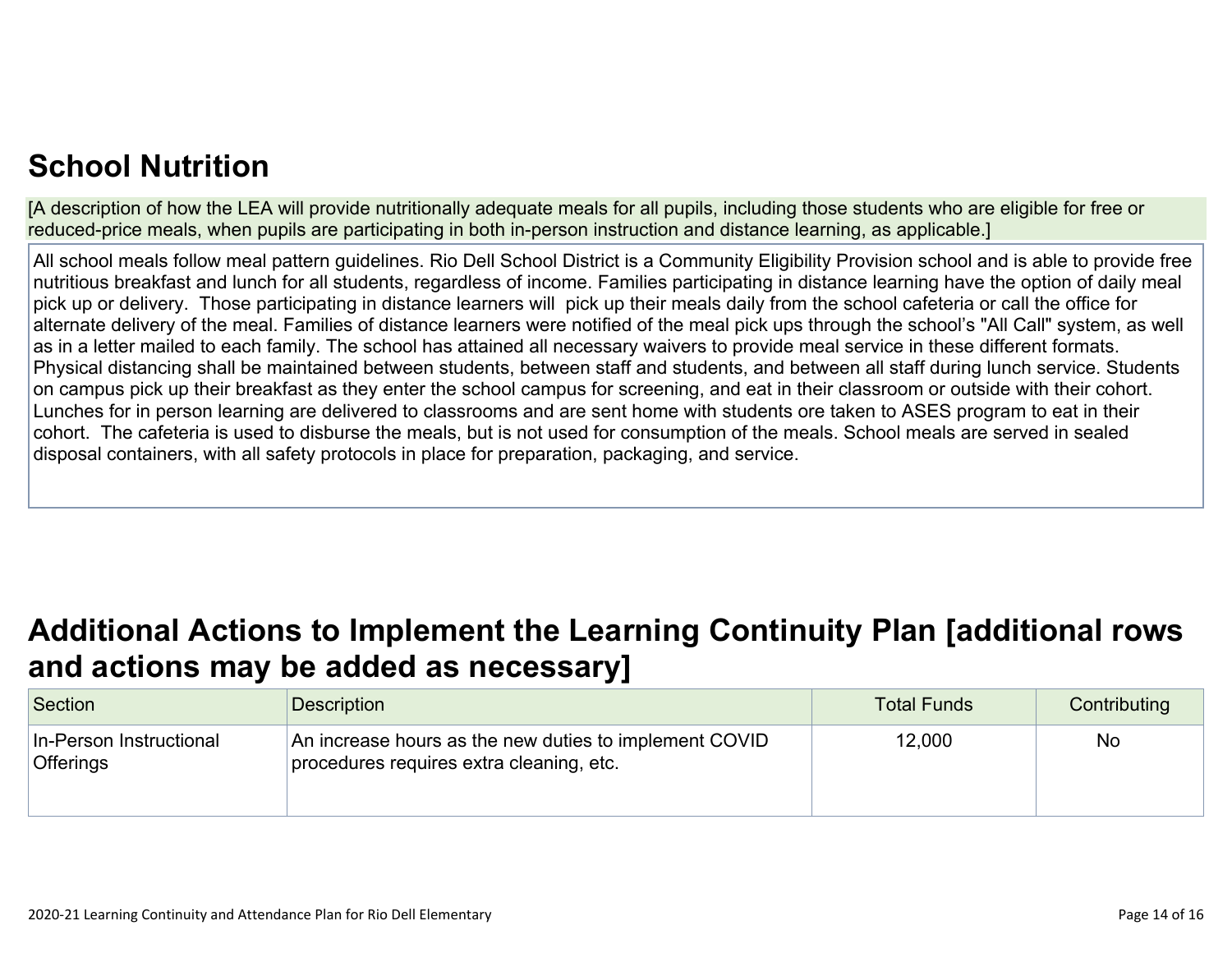## School Nutrition

[A description of how the LEA will provide nutritionally adequate meals for all pupils, including those students who are eligible for free or reduced-price meals, when pupils are participating in both in-person instruction and distance learning, as applicable.]

All school meals follow meal pattern guidelines. Rio Dell School District is a Community Eligibility Provision school and is able to provide free nutritious breakfast and lunch for all students, regardless of income. Families participating in distance learning have the option of daily meal pick up or delivery.  Those participating in distance learners will  pick up their meals daily from the school cafeteria or call the office for alternate delivery of the meal. Families of distance learners were notified of the meal pick ups through the school's "All Call" system, as well as in a letter mailed to each family. The school has attained all necessary waivers to provide meal service in these different formats. Physical distancing shall be maintained between students, between staff and students, and between all staff during lunch service. Students on campus pick up their breakfast as they enter the school campus for screening, and eat in their classroom or outside with their cohort. Lunches for in person learning are delivered to classrooms and are sent home with students ore taken to ASES program to eat in their cohort.  The cafeteria is used to disburse the meals, but is not used for consumption of the meals. School meals are served in sealed disposal containers, with all safety protocols in place for preparation, packaging, and service.

## Additional Actions to Implement the Learning Continuity Plan [additional rows and actions may be added as necessary]

| Section | Description | Total Funds | Contributing |
|---|---|---|---|
| In-Person Instructional Offerings | An increase hours as the new duties to implement COVID procedures requires extra cleaning, etc. | 12,000 | No |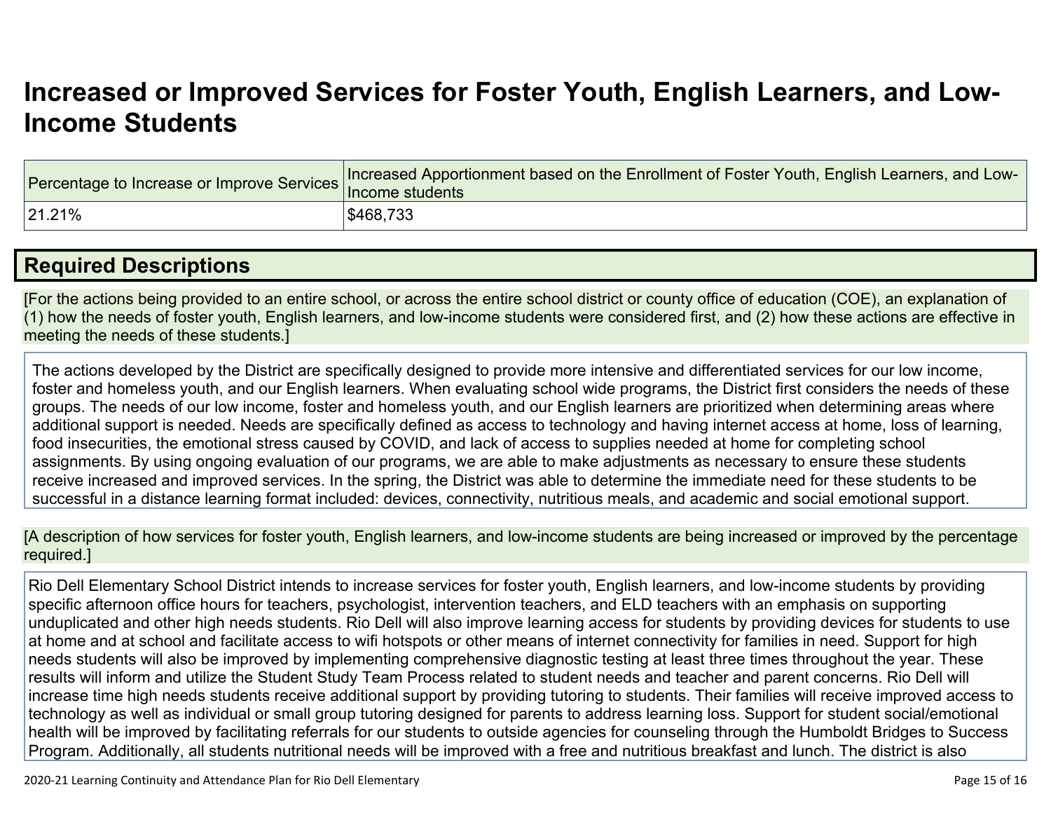# Increased or Improved Services for Foster Youth, English Learners, and Low-Income Students

| Percentage to Increase or Improve Services | Increased Apportionment based on the Enrollment of Foster Youth, English Learners, and Low-Income students |
|---|---|
| 21.21% | $468,733 |

## Required Descriptions

[For the actions being provided to an entire school, or across the entire school district or county office of education (COE), an explanation of (1) how the needs of foster youth, English learners, and low-income students were considered first, and (2) how these actions are effective in meeting the needs of these students.]

The actions developed by the District are specifically designed to provide more intensive and differentiated services for our low income, foster and homeless youth, and our English learners. When evaluating school wide programs, the District first considers the needs of these groups. The needs of our low income, foster and homeless youth, and our English learners are prioritized when determining areas where additional support is needed. Needs are specifically defined as access to technology and having internet access at home, loss of learning, food insecurities, the emotional stress caused by COVID, and lack of access to supplies needed at home for completing school assignments. By using ongoing evaluation of our programs, we are able to make adjustments as necessary to ensure these students receive increased and improved services. In the spring, the District was able to determine the immediate need for these students to be successful in a distance learning format included: devices, connectivity, nutritious meals, and academic and social emotional support.

[A description of how services for foster youth, English learners, and low-income students are being increased or improved by the percentage required.]

Rio Dell Elementary School District intends to increase services for foster youth, English learners, and low-income students by providing specific afternoon office hours for teachers, psychologist, intervention teachers, and ELD teachers with an emphasis on supporting unduplicated and other high needs students. Rio Dell will also improve learning access for students by providing devices for students to use at home and at school and facilitate access to wifi hotspots or other means of internet connectivity for families in need. Support for high needs students will also be improved by implementing comprehensive diagnostic testing at least three times throughout the year. These results will inform and utilize the Student Study Team Process related to student needs and teacher and parent concerns. Rio Dell will increase time high needs students receive additional support by providing tutoring to students. Their families will receive improved access to technology as well as individual or small group tutoring designed for parents to address learning loss. Support for student social/emotional health will be improved by facilitating referrals for our students to outside agencies for counseling through the Humboldt Bridges to Success Program. Additionally, all students nutritional needs will be improved with a free and nutritious breakfast and lunch. The district is also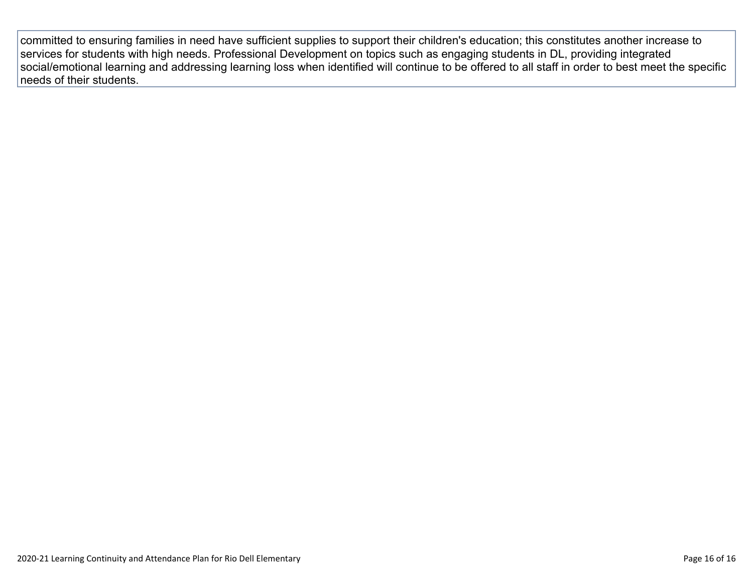committed to ensuring families in need have sufficient supplies to support their children's education; this constitutes another increase to services for students with high needs. Professional Development on topics such as engaging students in DL, providing integrated social/emotional learning and addressing learning loss when identified will continue to be offered to all staff in order to best meet the specific needs of their students.